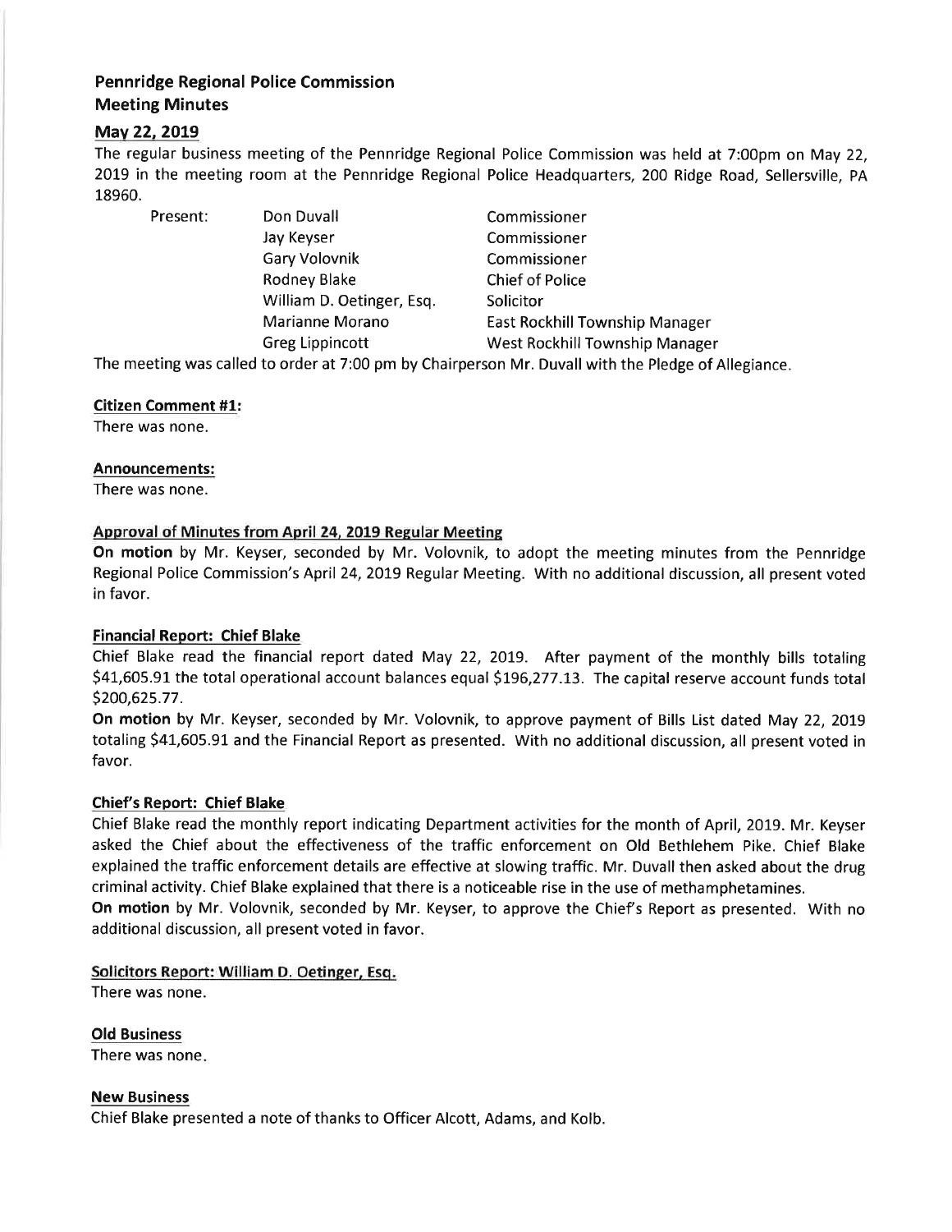# Pennridge Regional Police Commission
## Meeting Minutes

### May 22, 2019

The regular business meeting of the Pennridge Regional Police Commission was held at 7:00pm on May 22, 2019 in the meeting room at the Pennridge Regional Police Headquarters, 200 Ridge Road, Sellersville, PA 18960.

| Present: | Don Duvall | Commissioner |
|---|---|---|
| | Jay Keyser | Commissioner |
| | Gary Volovnik | Commissioner |
| | Rodney Blake | Chief of Police |
| | William D. Oetinger, Esq. | Solicitor |
| | Marianne Morano | East Rockhill Township Manager |
| | Greg Lippincott | West Rockhill Township Manager |

The meeting was called to order at 7:00 pm by Chairperson Mr. Duvall with the Pledge of Allegiance.

**Citizen Comment #1:**

There was none.

**Announcements:**

There was none.

**Approval of Minutes from April 24, 2019 Regular Meeting**

**On motion** by Mr. Keyser, seconded by Mr. Volovnik, to adopt the meeting minutes from the Pennridge Regional Police Commission's April 24, 2019 Regular Meeting. With no additional discussion, all present voted in favor.

**Financial Report: Chief Blake**

Chief Blake read the financial report dated May 22, 2019. After payment of the monthly bills totaling $41,605.91 the total operational account balances equal $196,277.13. The capital reserve account funds total $200,625.77.

**On motion** by Mr. Keyser, seconded by Mr. Volovnik, to approve payment of Bills List dated May 22, 2019 totaling $41,605.91 and the Financial Report as presented. With no additional discussion, all present voted in favor.

**Chief's Report: Chief Blake**

Chief Blake read the monthly report indicating Department activities for the month of April, 2019. Mr. Keyser asked the Chief about the effectiveness of the traffic enforcement on Old Bethlehem Pike. Chief Blake explained the traffic enforcement details are effective at slowing traffic. Mr. Duvall then asked about the drug criminal activity. Chief Blake explained that there is a noticeable rise in the use of methamphetamines.

**On motion** by Mr. Volovnik, seconded by Mr. Keyser, to approve the Chief's Report as presented. With no additional discussion, all present voted in favor.

**Solicitors Report: William D. Oetinger, Esq.**

There was none.

**Old Business**

There was none.

**New Business**

Chief Blake presented a note of thanks to Officer Alcott, Adams, and Kolb.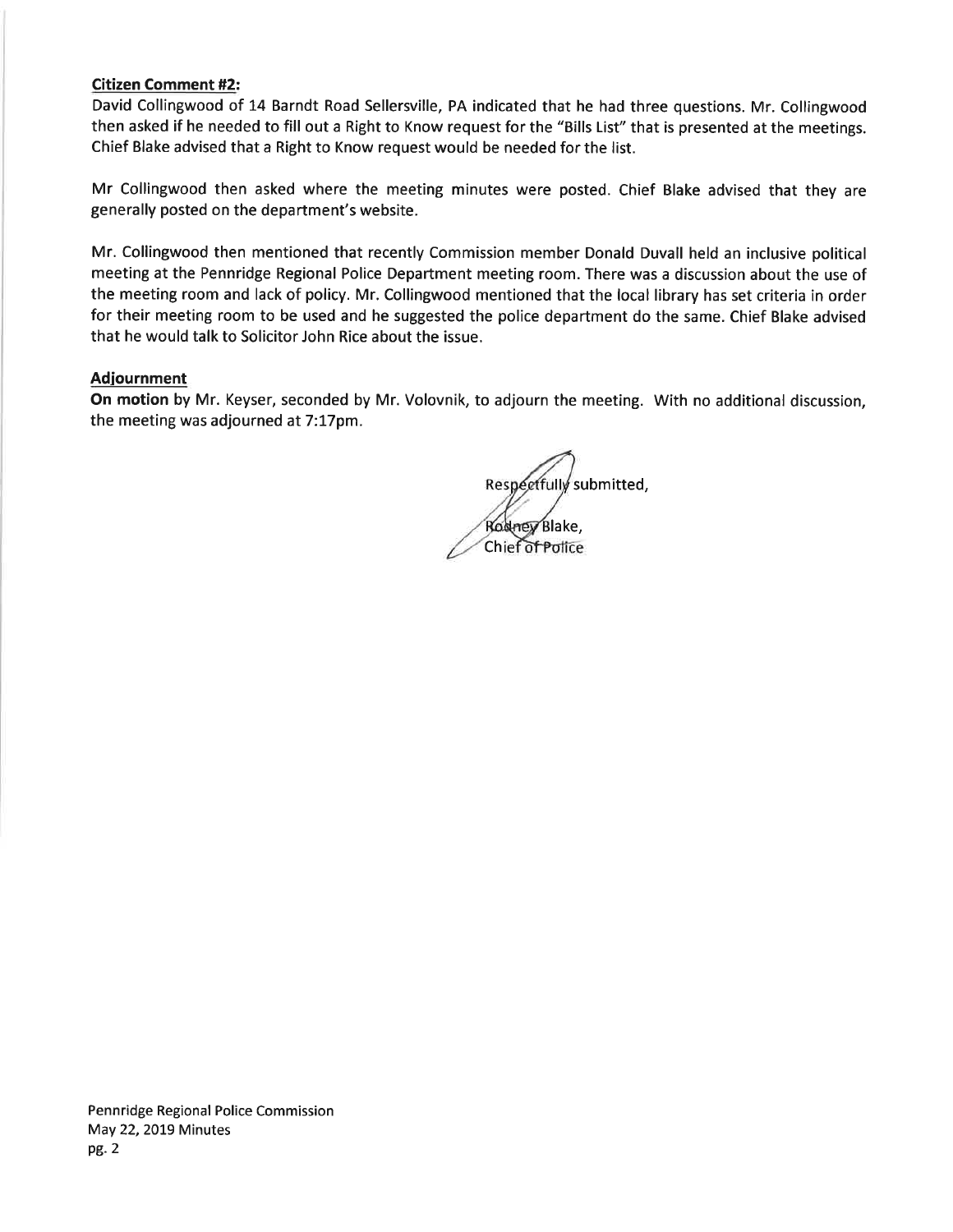**Citizen Comment #2:**

David Collingwood of 14 Barndt Road Sellersville, PA indicated that he had three questions. Mr. Collingwood then asked if he needed to fill out a Right to Know request for the "Bills List" that is presented at the meetings. Chief Blake advised that a Right to Know request would be needed for the list.

Mr Collingwood then asked where the meeting minutes were posted. Chief Blake advised that they are generally posted on the department's website.

Mr. Collingwood then mentioned that recently Commission member Donald Duvall held an inclusive political meeting at the Pennridge Regional Police Department meeting room. There was a discussion about the use of the meeting room and lack of policy. Mr. Collingwood mentioned that the local library has set criteria in order for their meeting room to be used and he suggested the police department do the same. Chief Blake advised that he would talk to Solicitor John Rice about the issue.

**Adjournment**

**On motion** by Mr. Keyser, seconded by Mr. Volovnik, to adjourn the meeting. With no additional discussion, the meeting was adjourned at 7:17pm.

Respectfully submitted,

Rodney Blake,
Chief of Police